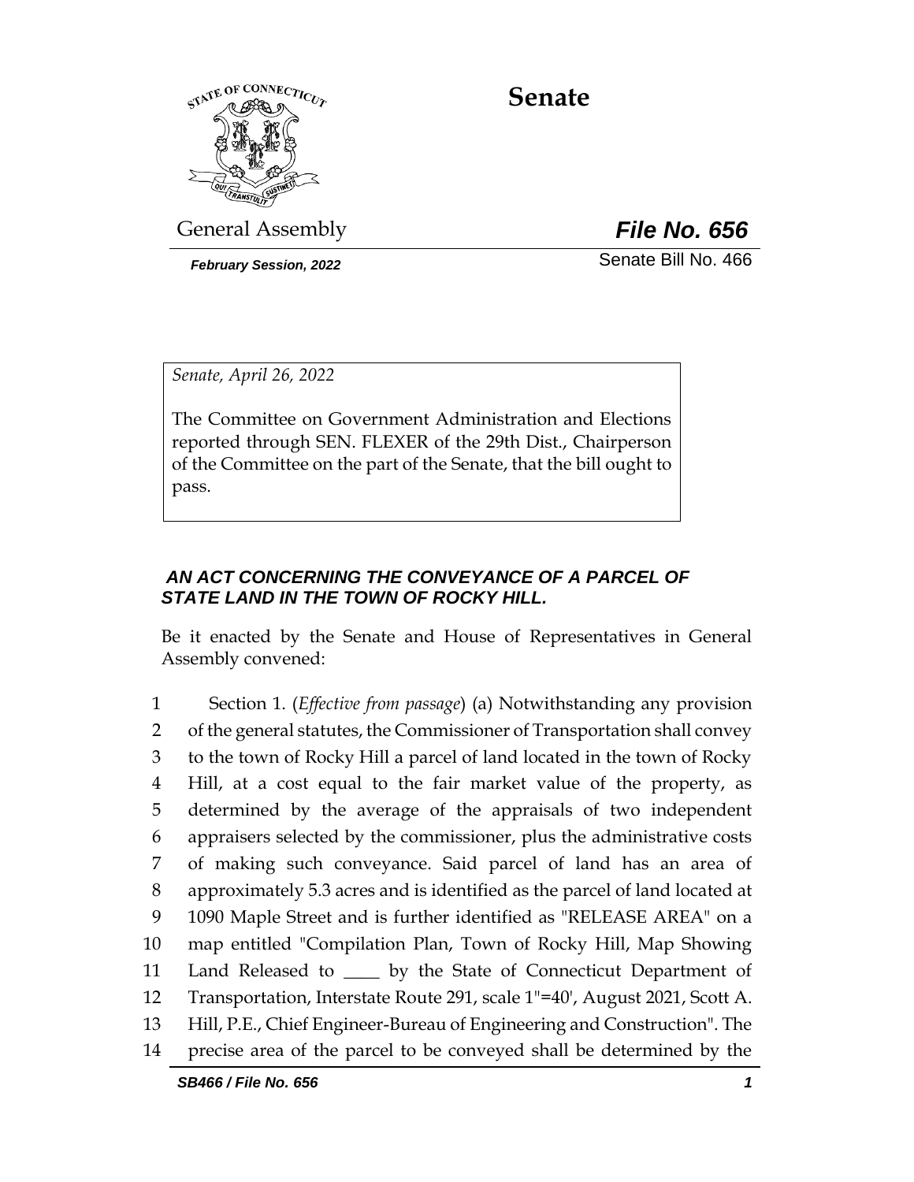# Senate

General Assembly **_File No. 656_**

***February Session, 2022*** Senate Bill No. 466

*Senate, April 26, 2022*

The Committee on Government Administration and Elections reported through SEN. FLEXER of the 29th Dist., Chairperson of the Committee on the part of the Senate, that the bill ought to pass.

***AN ACT CONCERNING THE CONVEYANCE OF A PARCEL OF STATE LAND IN THE TOWN OF ROCKY HILL.***

Be it enacted by the Senate and House of Representatives in General Assembly convened:

1 Section 1. (*Effective from passage*) (a) Notwithstanding any provision
2 of the general statutes, the Commissioner of Transportation shall convey
3 to the town of Rocky Hill a parcel of land located in the town of Rocky
4 Hill, at a cost equal to the fair market value of the property, as
5 determined by the average of the appraisals of two independent
6 appraisers selected by the commissioner, plus the administrative costs
7 of making such conveyance. Said parcel of land has an area of
8 approximately 5.3 acres and is identified as the parcel of land located at
9 1090 Maple Street and is further identified as "RELEASE AREA" on a
10 map entitled "Compilation Plan, Town of Rocky Hill, Map Showing
11 Land Released to ____ by the State of Connecticut Department of
12 Transportation, Interstate Route 291, scale 1"=40', August 2021, Scott A.
13 Hill, P.E., Chief Engineer-Bureau of Engineering and Construction". The
14 precise area of the parcel to be conveyed shall be determined by the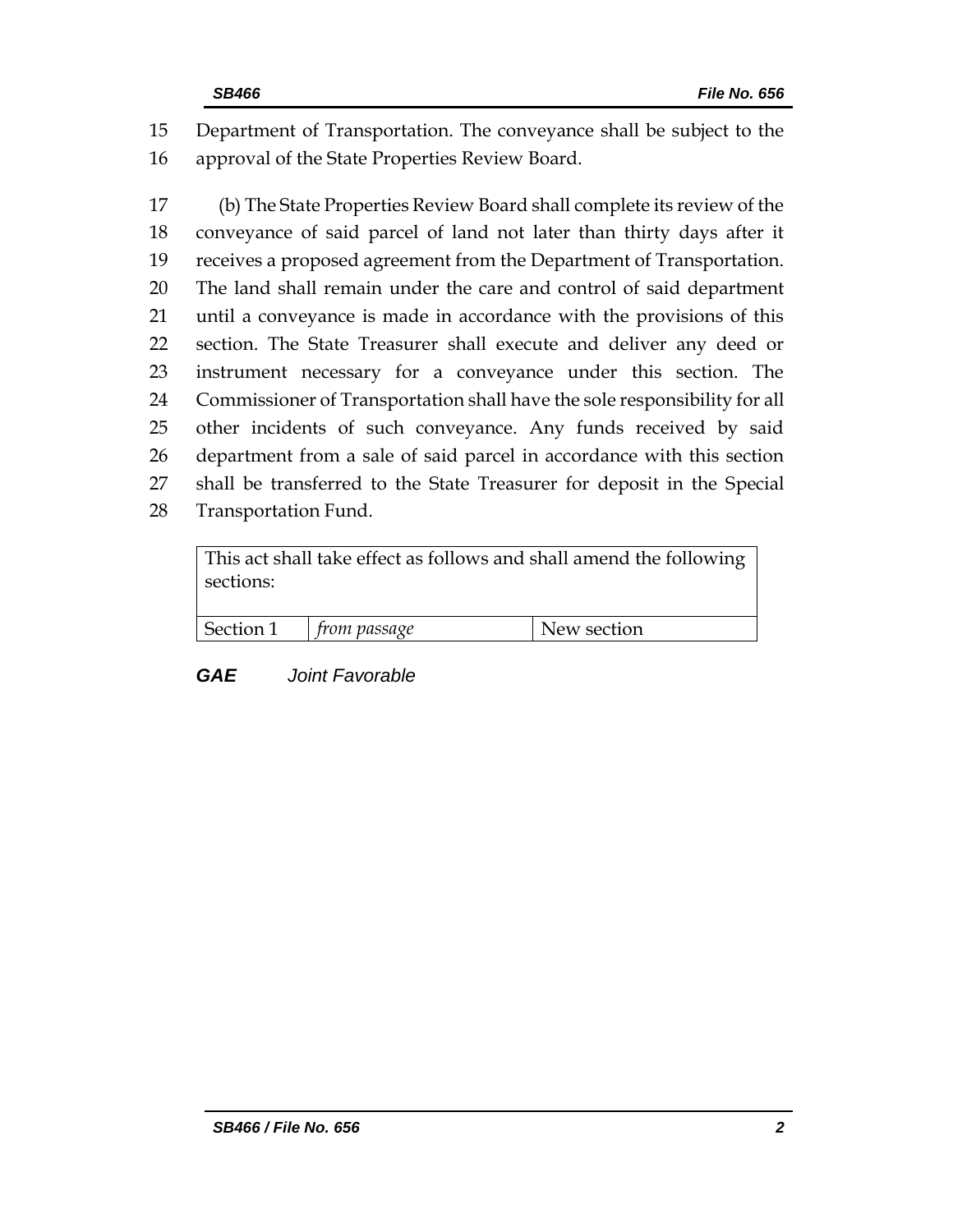15 Department of Transportation. The conveyance shall be subject to the
16 approval of the State Properties Review Board.

17 (b) The State Properties Review Board shall complete its review of the
18 conveyance of said parcel of land not later than thirty days after it
19 receives a proposed agreement from the Department of Transportation.
20 The land shall remain under the care and control of said department
21 until a conveyance is made in accordance with the provisions of this
22 section. The State Treasurer shall execute and deliver any deed or
23 instrument necessary for a conveyance under this section. The
24 Commissioner of Transportation shall have the sole responsibility for all
25 other incidents of such conveyance. Any funds received by said
26 department from a sale of said parcel in accordance with this section
27 shall be transferred to the State Treasurer for deposit in the Special
28 Transportation Fund.

| This act shall take effect as follows and shall amend the following sections: | | |
|---|---|---|
| Section 1 | *from passage* | New section |

***GAE*** *Joint Favorable*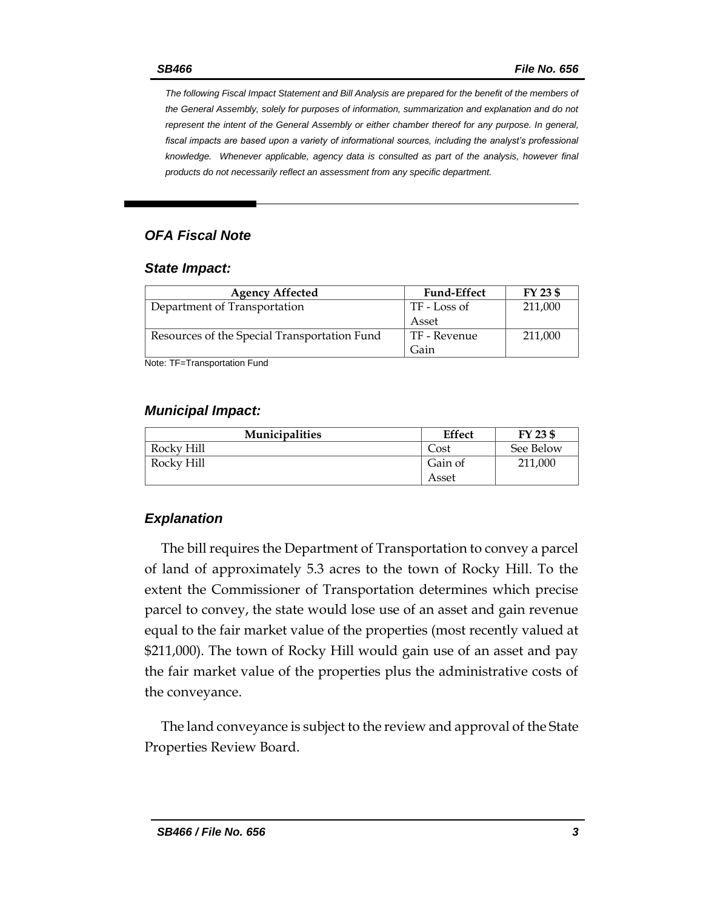*The following Fiscal Impact Statement and Bill Analysis are prepared for the benefit of the members of the General Assembly, solely for purposes of information, summarization and explanation and do not represent the intent of the General Assembly or either chamber thereof for any purpose. In general, fiscal impacts are based upon a variety of informational sources, including the analyst's professional knowledge. Whenever applicable, agency data is consulted as part of the analysis, however final products do not necessarily reflect an assessment from any specific department.*

## *OFA Fiscal Note*

### *State Impact:*

| Agency Affected | Fund-Effect | FY 23 $ |
|---|---|---|
| Department of Transportation | TF - Loss of Asset | 211,000 |
| Resources of the Special Transportation Fund | TF - Revenue Gain | 211,000 |

Note: TF=Transportation Fund

### *Municipal Impact:*

| Municipalities | Effect | FY 23 $ |
|---|---|---|
| Rocky Hill | Cost | See Below |
| Rocky Hill | Gain of Asset | 211,000 |

### *Explanation*

The bill requires the Department of Transportation to convey a parcel of land of approximately 5.3 acres to the town of Rocky Hill. To the extent the Commissioner of Transportation determines which precise parcel to convey, the state would lose use of an asset and gain revenue equal to the fair market value of the properties (most recently valued at $211,000). The town of Rocky Hill would gain use of an asset and pay the fair market value of the properties plus the administrative costs of the conveyance.

The land conveyance is subject to the review and approval of the State Properties Review Board.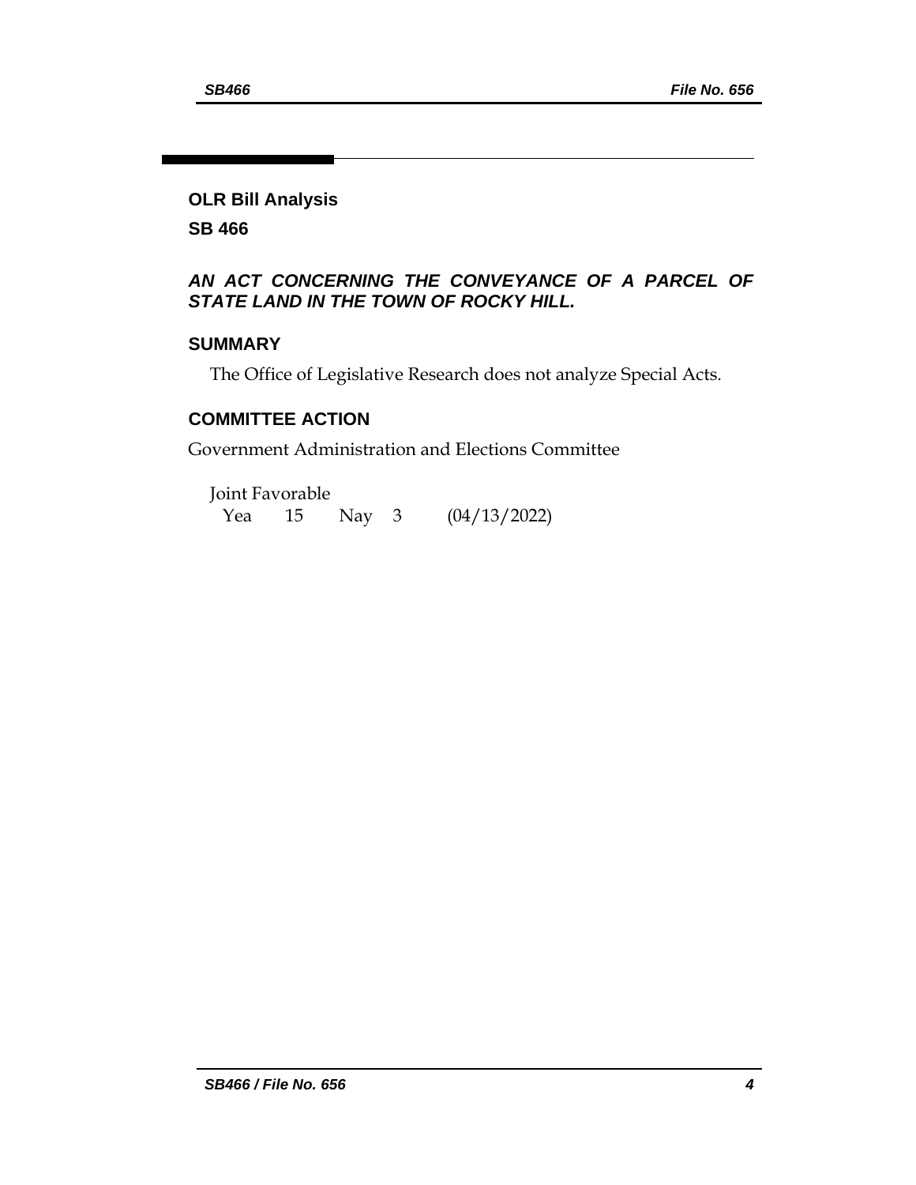## OLR Bill Analysis

## SB 466

### *AN ACT CONCERNING THE CONVEYANCE OF A PARCEL OF STATE LAND IN THE TOWN OF ROCKY HILL.*

### SUMMARY

The Office of Legislative Research does not analyze Special Acts.

### COMMITTEE ACTION

Government Administration and Elections Committee

Joint Favorable
Yea 15 Nay 3 (04/13/2022)